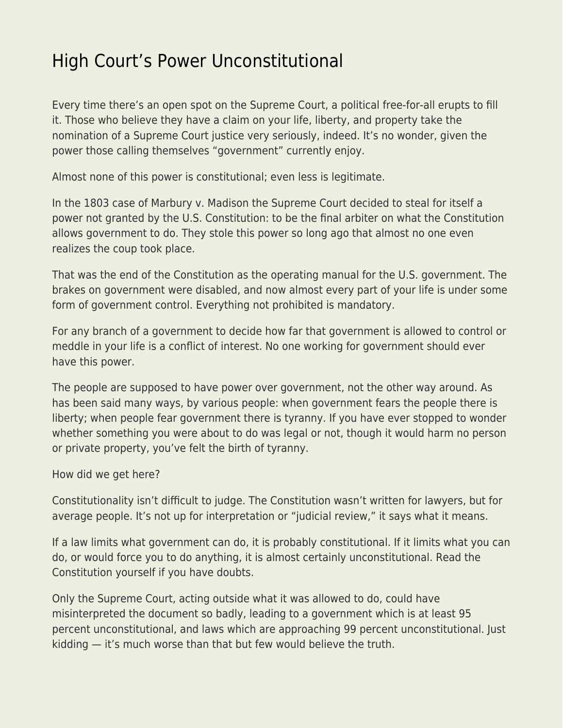# High Court's Power Unconstitutional

Every time there's an open spot on the Supreme Court, a political free-for-all erupts to fill it. Those who believe they have a claim on your life, liberty, and property take the nomination of a Supreme Court justice very seriously, indeed. It's no wonder, given the power those calling themselves "government" currently enjoy.

Almost none of this power is constitutional; even less is legitimate.

In the 1803 case of Marbury v. Madison the Supreme Court decided to steal for itself a power not granted by the U.S. Constitution: to be the final arbiter on what the Constitution allows government to do. They stole this power so long ago that almost no one even realizes the coup took place.

That was the end of the Constitution as the operating manual for the U.S. government. The brakes on government were disabled, and now almost every part of your life is under some form of government control. Everything not prohibited is mandatory.

For any branch of a government to decide how far that government is allowed to control or meddle in your life is a conflict of interest. No one working for government should ever have this power.

The people are supposed to have power over government, not the other way around. As has been said many ways, by various people: when government fears the people there is liberty; when people fear government there is tyranny. If you have ever stopped to wonder whether something you were about to do was legal or not, though it would harm no person or private property, you've felt the birth of tyranny.

How did we get here?

Constitutionality isn't difficult to judge. The Constitution wasn't written for lawyers, but for average people. It's not up for interpretation or "judicial review," it says what it means.

If a law limits what government can do, it is probably constitutional. If it limits what you can do, or would force you to do anything, it is almost certainly unconstitutional. Read the Constitution yourself if you have doubts.

Only the Supreme Court, acting outside what it was allowed to do, could have misinterpreted the document so badly, leading to a government which is at least 95 percent unconstitutional, and laws which are approaching 99 percent unconstitutional. Just kidding — it's much worse than that but few would believe the truth.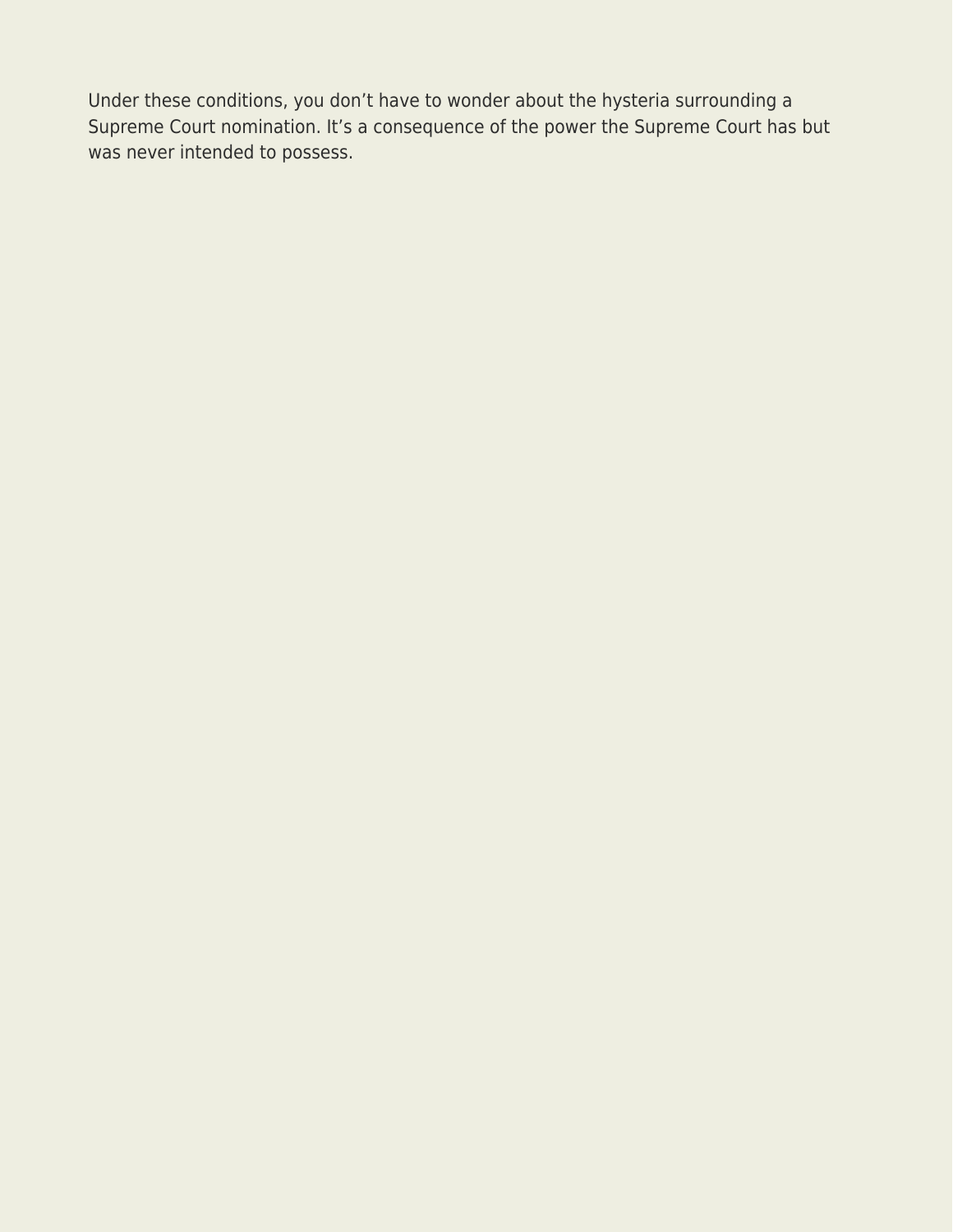Under these conditions, you don’t have to wonder about the hysteria surrounding a Supreme Court nomination. It’s a consequence of the power the Supreme Court has but was never intended to possess.